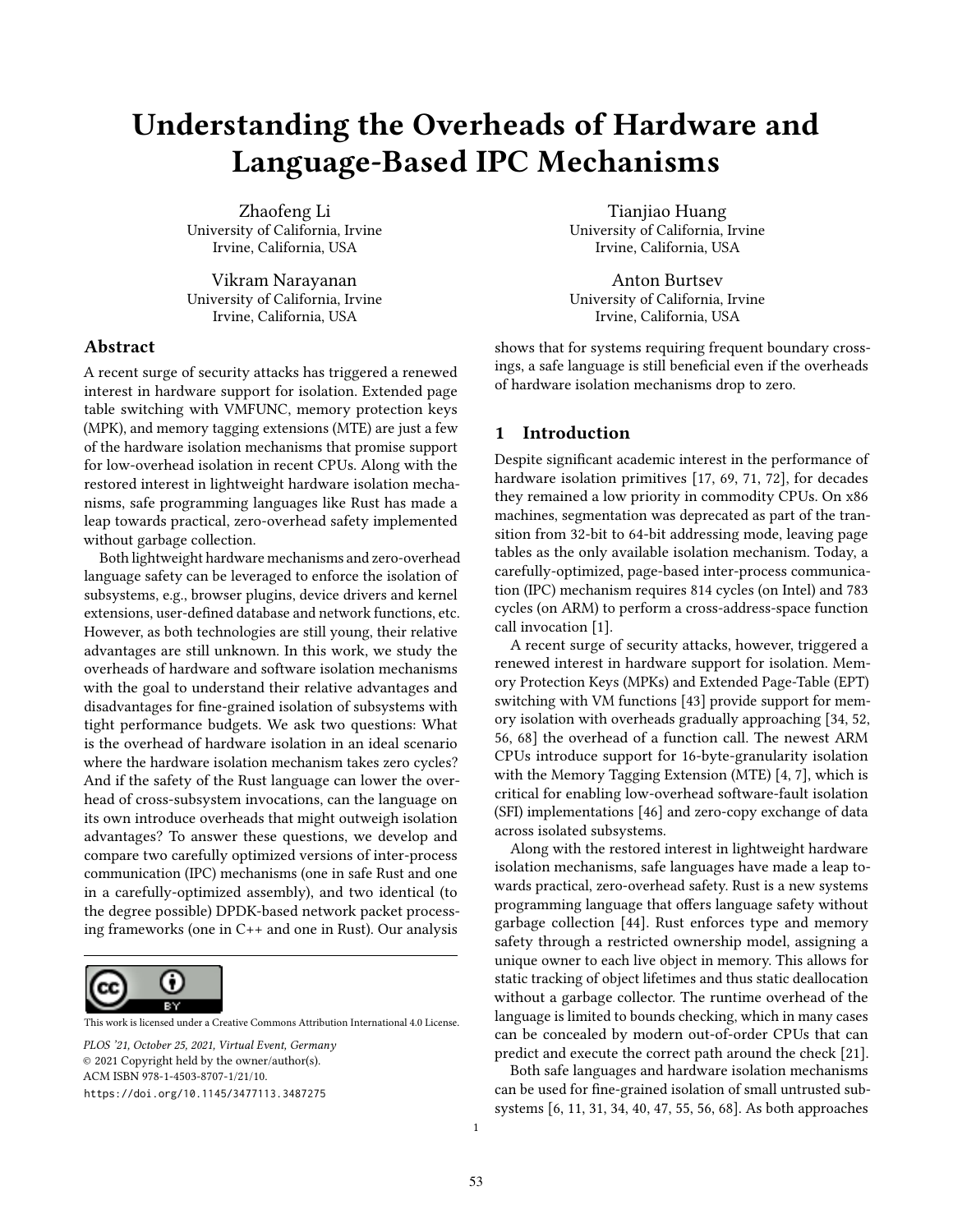# Understanding the Overheads of Hardware and Language-Based IPC Mechanisms

Zhaofeng Li
University of California, Irvine
Irvine, California, USA

Tianjiao Huang
University of California, Irvine
Irvine, California, USA

Vikram Narayanan
University of California, Irvine
Irvine, California, USA

Anton Burtsev
University of California, Irvine
Irvine, California, USA

## Abstract

A recent surge of security attacks has triggered a renewed interest in hardware support for isolation. Extended page table switching with VMFUNC, memory protection keys (MPK), and memory tagging extensions (MTE) are just a few of the hardware isolation mechanisms that promise support for low-overhead isolation in recent CPUs. Along with the restored interest in lightweight hardware isolation mechanisms, safe programming languages like Rust has made a leap towards practical, zero-overhead safety implemented without garbage collection.

Both lightweight hardware mechanisms and zero-overhead language safety can be leveraged to enforce the isolation of subsystems, e.g., browser plugins, device drivers and kernel extensions, user-defined database and network functions, etc. However, as both technologies are still young, their relative advantages are still unknown. In this work, we study the overheads of hardware and software isolation mechanisms with the goal to understand their relative advantages and disadvantages for fine-grained isolation of subsystems with tight performance budgets. We ask two questions: What is the overhead of hardware isolation in an ideal scenario where the hardware isolation mechanism takes zero cycles? And if the safety of the Rust language can lower the overhead of cross-subsystem invocations, can the language on its own introduce overheads that might outweigh isolation advantages? To answer these questions, we develop and compare two carefully optimized versions of inter-process communication (IPC) mechanisms (one in safe Rust and one in a carefully-optimized assembly), and two identical (to the degree possible) DPDK-based network packet processing frameworks (one in C++ and one in Rust). Our analysis shows that for systems requiring frequent boundary crossings, a safe language is still beneficial even if the overheads of hardware isolation mechanisms drop to zero.

This work is licensed under a Creative Commons Attribution International 4.0 License.

*PLOS '21, October 25, 2021, Virtual Event, Germany*
© 2021 Copyright held by the owner/author(s).
ACM ISBN 978-1-4503-8707-1/21/10.
https://doi.org/10.1145/3477113.3487275

## 1 Introduction

Despite significant academic interest in the performance of hardware isolation primitives [17, 69, 71, 72], for decades they remained a low priority in commodity CPUs. On x86 machines, segmentation was deprecated as part of the transition from 32-bit to 64-bit addressing mode, leaving page tables as the only available isolation mechanism. Today, a carefully-optimized, page-based inter-process communication (IPC) mechanism requires 814 cycles (on Intel) and 783 cycles (on ARM) to perform a cross-address-space function call invocation [1].

A recent surge of security attacks, however, triggered a renewed interest in hardware support for isolation. Memory Protection Keys (MPKs) and Extended Page-Table (EPT) switching with VM functions [43] provide support for memory isolation with overheads gradually approaching [34, 52, 56, 68] the overhead of a function call. The newest ARM CPUs introduce support for 16-byte-granularity isolation with the Memory Tagging Extension (MTE) [4, 7], which is critical for enabling low-overhead software-fault isolation (SFI) implementations [46] and zero-copy exchange of data across isolated subsystems.

Along with the restored interest in lightweight hardware isolation mechanisms, safe languages have made a leap towards practical, zero-overhead safety. Rust is a new systems programming language that offers language safety without garbage collection [44]. Rust enforces type and memory safety through a restricted ownership model, assigning a unique owner to each live object in memory. This allows for static tracking of object lifetimes and thus static deallocation without a garbage collector. The runtime overhead of the language is limited to bounds checking, which in many cases can be concealed by modern out-of-order CPUs that can predict and execute the correct path around the check [21].

Both safe languages and hardware isolation mechanisms can be used for fine-grained isolation of small untrusted subsystems [6, 11, 31, 34, 40, 47, 55, 56, 68]. As both approaches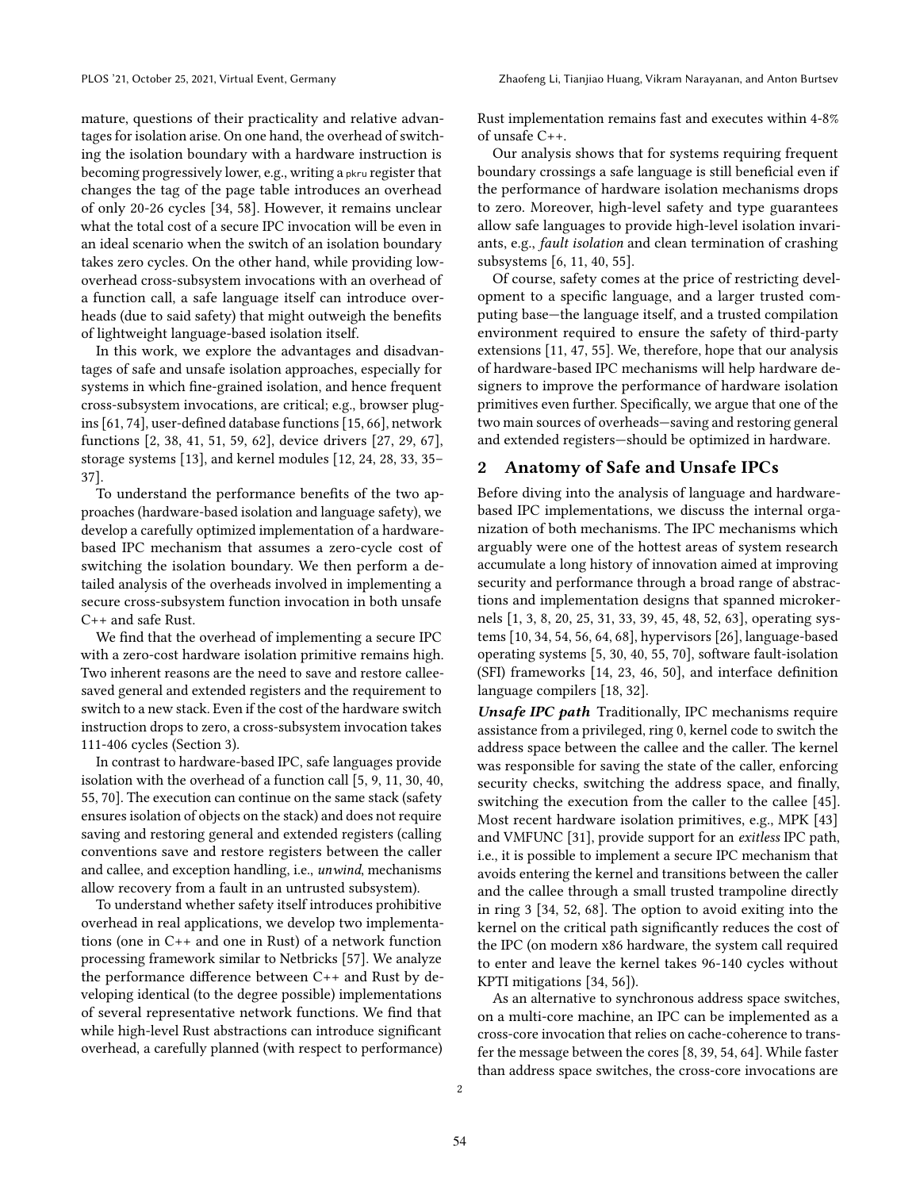mature, questions of their practicality and relative advantages for isolation arise. On one hand, the overhead of switching the isolation boundary with a hardware instruction is becoming progressively lower, e.g., writing a `pkru` register that changes the tag of the page table introduces an overhead of only 20-26 cycles [34, 58]. However, it remains unclear what the total cost of a secure IPC invocation will be even in an ideal scenario when the switch of an isolation boundary takes zero cycles. On the other hand, while providing low-overhead cross-subsystem invocations with an overhead of a function call, a safe language itself can introduce overheads (due to said safety) that might outweigh the benefits of lightweight language-based isolation itself.

In this work, we explore the advantages and disadvantages of safe and unsafe isolation approaches, especially for systems in which fine-grained isolation, and hence frequent cross-subsystem invocations, are critical; e.g., browser plugins [61, 74], user-defined database functions [15, 66], network functions [2, 38, 41, 51, 59, 62], device drivers [27, 29, 67], storage systems [13], and kernel modules [12, 24, 28, 33, 35–37].

To understand the performance benefits of the two approaches (hardware-based isolation and language safety), we develop a carefully optimized implementation of a hardware-based IPC mechanism that assumes a zero-cycle cost of switching the isolation boundary. We then perform a detailed analysis of the overheads involved in implementing a secure cross-subsystem function invocation in both unsafe C++ and safe Rust.

We find that the overhead of implementing a secure IPC with a zero-cost hardware isolation primitive remains high. Two inherent reasons are the need to save and restore callee-saved general and extended registers and the requirement to switch to a new stack. Even if the cost of the hardware switch instruction drops to zero, a cross-subsystem invocation takes 111-406 cycles (Section 3).

In contrast to hardware-based IPC, safe languages provide isolation with the overhead of a function call [5, 9, 11, 30, 40, 55, 70]. The execution can continue on the same stack (safety ensures isolation of objects on the stack) and does not require saving and restoring general and extended registers (calling conventions save and restore registers between the caller and callee, and exception handling, i.e., *unwind*, mechanisms allow recovery from a fault in an untrusted subsystem).

To understand whether safety itself introduces prohibitive overhead in real applications, we develop two implementations (one in C++ and one in Rust) of a network function processing framework similar to Netbricks [57]. We analyze the performance difference between C++ and Rust by developing identical (to the degree possible) implementations of several representative network functions. We find that while high-level Rust abstractions can introduce significant overhead, a carefully planned (with respect to performance) Rust implementation remains fast and executes within 4-8% of unsafe C++.

Our analysis shows that for systems requiring frequent boundary crossings a safe language is still beneficial even if the performance of hardware isolation mechanisms drops to zero. Moreover, high-level safety and type guarantees allow safe languages to provide high-level isolation invariants, e.g., *fault isolation* and clean termination of crashing subsystems [6, 11, 40, 55].

Of course, safety comes at the price of restricting development to a specific language, and a larger trusted computing base—the language itself, and a trusted compilation environment required to ensure the safety of third-party extensions [11, 47, 55]. We, therefore, hope that our analysis of hardware-based IPC mechanisms will help hardware designers to improve the performance of hardware isolation primitives even further. Specifically, we argue that one of the two main sources of overheads—saving and restoring general and extended registers—should be optimized in hardware.

## 2 Anatomy of Safe and Unsafe IPCs

Before diving into the analysis of language and hardware-based IPC implementations, we discuss the internal organization of both mechanisms. The IPC mechanisms which arguably were one of the hottest areas of system research accumulate a long history of innovation aimed at improving security and performance through a broad range of abstractions and implementation designs that spanned microkernels [1, 3, 8, 20, 25, 31, 33, 39, 45, 48, 52, 63], operating systems [10, 34, 54, 56, 64, 68], hypervisors [26], language-based operating systems [5, 30, 40, 55, 70], software fault-isolation (SFI) frameworks [14, 23, 46, 50], and interface definition language compilers [18, 32].

***Unsafe IPC path*** Traditionally, IPC mechanisms require assistance from a privileged, ring 0, kernel code to switch the address space between the callee and the caller. The kernel was responsible for saving the state of the caller, enforcing security checks, switching the address space, and finally, switching the execution from the caller to the callee [45]. Most recent hardware isolation primitives, e.g., MPK [43] and VMFUNC [31], provide support for an *exitless* IPC path, i.e., it is possible to implement a secure IPC mechanism that avoids entering the kernel and transitions between the caller and the callee through a small trusted trampoline directly in ring 3 [34, 52, 68]. The option to avoid exiting into the kernel on the critical path significantly reduces the cost of the IPC (on modern x86 hardware, the system call required to enter and leave the kernel takes 96-140 cycles without KPTI mitigations [34, 56]).

As an alternative to synchronous address space switches, on a multi-core machine, an IPC can be implemented as a cross-core invocation that relies on cache-coherence to transfer the message between the cores [8, 39, 54, 64]. While faster than address space switches, the cross-core invocations are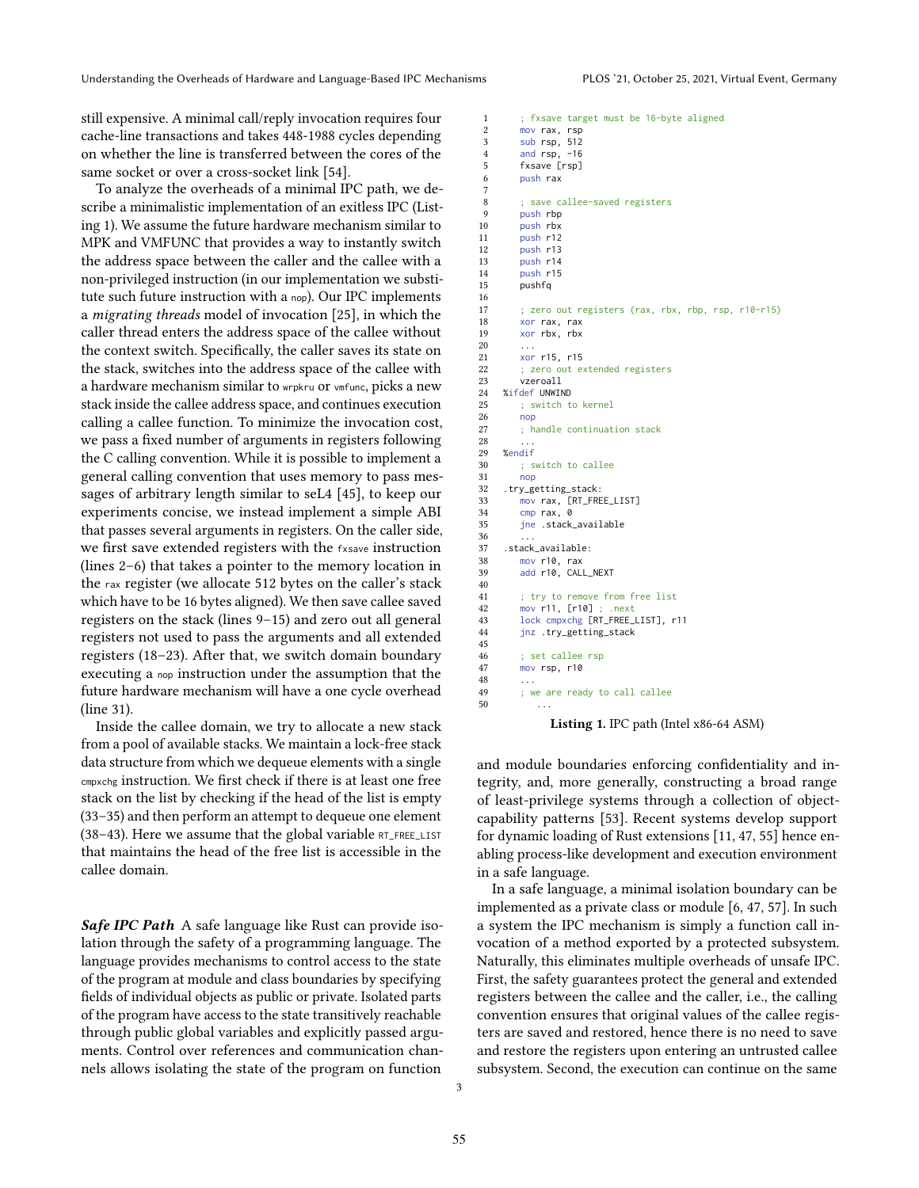still expensive. A minimal call/reply invocation requires four cache-line transactions and takes 448-1988 cycles depending on whether the line is transferred between the cores of the same socket or over a cross-socket link [54].

To analyze the overheads of a minimal IPC path, we describe a minimalistic implementation of an exitless IPC (Listing 1). We assume the future hardware mechanism similar to MPK and VMFUNC that provides a way to instantly switch the address space between the caller and the callee with a non-privileged instruction (in our implementation we substitute such future instruction with a `nop`). Our IPC implements a *migrating threads* model of invocation [25], in which the caller thread enters the address space of the callee without the context switch. Specifically, the caller saves its state on the stack, switches into the address space of the callee with a hardware mechanism similar to `wrpkru` or `vmfunc`, picks a new stack inside the callee address space, and continues execution calling a callee function. To minimize the invocation cost, we pass a fixed number of arguments in registers following the C calling convention. While it is possible to implement a general calling convention that uses memory to pass messages of arbitrary length similar to seL4 [45], to keep our experiments concise, we instead implement a simple ABI that passes several arguments in registers. On the caller side, we first save extended registers with the `fxsave` instruction (lines 2–6) that takes a pointer to the memory location in the `rax` register (we allocate 512 bytes on the caller's stack which have to be 16 bytes aligned). We then save callee saved registers on the stack (lines 9–15) and zero out all general registers not used to pass the arguments and all extended registers (18–23). After that, we switch domain boundary executing a `nop` instruction under the assumption that the future hardware mechanism will have a one cycle overhead (line 31).

Inside the callee domain, we try to allocate a new stack from a pool of available stacks. We maintain a lock-free stack data structure from which we dequeue elements with a single `cmpxchg` instruction. We first check if there is at least one free stack on the list by checking if the head of the list is empty (33–35) and then perform an attempt to dequeue one element (38–43). Here we assume that the global variable `RT_FREE_LIST` that maintains the head of the free list is accessible in the callee domain.

```
1       ; fxsave target must be 16-byte aligned
2       mov rax, rsp
3       sub rsp, 512
4       and rsp, -16
5       fxsave [rsp]
6       push rax
7
8       ; save callee-saved registers
9       push rbp
10      push rbx
11      push r12
12      push r13
13      push r14
14      push r15
15      pushfq
16
17      ; zero out registers (rax, rbx, rbp, rsp, r10-r15)
18      xor rax, rax
19      xor rbx, rbx
20      ...
21      xor r15, r15
22      ; zero out extended registers
23      vzeroall
24  %ifdef UNWIND
25      ; switch to kernel
26      nop
27      ; handle continuation stack
28      ...
29  %endif
30      ; switch to callee
31      nop
32  .try_getting_stack:
33      mov rax, [RT_FREE_LIST]
34      cmp rax, 0
35      jne .stack_available
36      ...
37  .stack_available:
38      mov r10, rax
39      add r10, CALL_NEXT
40
41      ; try to remove from free list
42      mov r11, [r10] ; .next
43      lock cmpxchg [RT_FREE_LIST], r11
44      jnz .try_getting_stack
45
46      ; set callee rsp
47      mov rsp, r10
48      ...
49      ; we are ready to call callee
50          ...
```

**Listing 1.** IPC path (Intel x86-64 ASM)

***Safe IPC Path*** A safe language like Rust can provide isolation through the safety of a programming language. The language provides mechanisms to control access to the state of the program at module and class boundaries by specifying fields of individual objects as public or private. Isolated parts of the program have access to the state transitively reachable through public global variables and explicitly passed arguments. Control over references and communication channels allows isolating the state of the program on function and module boundaries enforcing confidentiality and integrity, and, more generally, constructing a broad range of least-privilege systems through a collection of object-capability patterns [53]. Recent systems develop support for dynamic loading of Rust extensions [11, 47, 55] hence enabling process-like development and execution environment in a safe language.

In a safe language, a minimal isolation boundary can be implemented as a private class or module [6, 47, 57]. In such a system the IPC mechanism is simply a function call invocation of a method exported by a protected subsystem. Naturally, this eliminates multiple overheads of unsafe IPC. First, the safety guarantees protect the general and extended registers between the callee and the caller, i.e., the calling convention ensures that original values of the callee registers are saved and restored, hence there is no need to save and restore the registers upon entering an untrusted callee subsystem. Second, the execution can continue on the same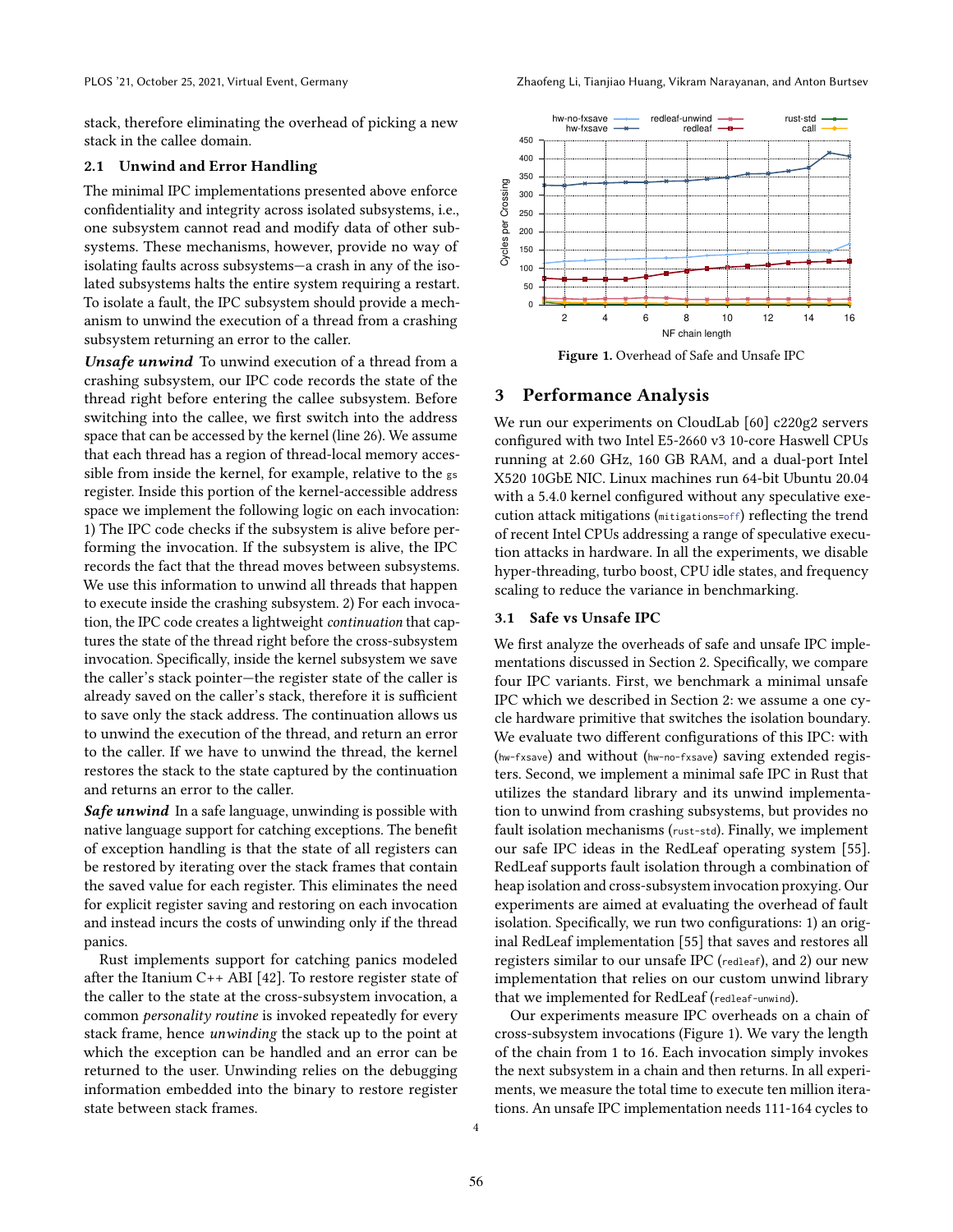stack, therefore eliminating the overhead of picking a new stack in the callee domain.

### 2.1 Unwind and Error Handling

The minimal IPC implementations presented above enforce confidentiality and integrity across isolated subsystems, i.e., one subsystem cannot read and modify data of other subsystems. These mechanisms, however, provide no way of isolating faults across subsystems—a crash in any of the isolated subsystems halts the entire system requiring a restart. To isolate a fault, the IPC subsystem should provide a mechanism to unwind the execution of a thread from a crashing subsystem returning an error to the caller.

***Unsafe unwind*** To unwind execution of a thread from a crashing subsystem, our IPC code records the state of the thread right before entering the callee subsystem. Before switching into the callee, we first switch into the address space that can be accessed by the kernel (line 26). We assume that each thread has a region of thread-local memory accessible from inside the kernel, for example, relative to the `gs` register. Inside this portion of the kernel-accessible address space we implement the following logic on each invocation: 1) The IPC code checks if the subsystem is alive before performing the invocation. If the subsystem is alive, the IPC records the fact that the thread moves between subsystems. We use this information to unwind all threads that happen to execute inside the crashing subsystem. 2) For each invocation, the IPC code creates a lightweight *continuation* that captures the state of the thread right before the cross-subsystem invocation. Specifically, inside the kernel subsystem we save the caller's stack pointer—the register state of the caller is already saved on the caller's stack, therefore it is sufficient to save only the stack address. The continuation allows us to unwind the execution of the thread, and return an error to the caller. If we have to unwind the thread, the kernel restores the stack to the state captured by the continuation and returns an error to the caller.

***Safe unwind*** In a safe language, unwinding is possible with native language support for catching exceptions. The benefit of exception handling is that the state of all registers can be restored by iterating over the stack frames that contain the saved value for each register. This eliminates the need for explicit register saving and restoring on each invocation and instead incurs the costs of unwinding only if the thread panics.

Rust implements support for catching panics modeled after the Itanium C++ ABI [42]. To restore register state of the caller to the state at the cross-subsystem invocation, a common *personality routine* is invoked repeatedly for every stack frame, hence *unwinding* the stack up to the point at which the exception can be handled and an error can be returned to the user. Unwinding relies on the debugging information embedded into the binary to restore register state between stack frames.

**Figure 1.** Overhead of Safe and Unsafe IPC

## 3 Performance Analysis

We run our experiments on CloudLab [60] c220g2 servers configured with two Intel E5-2660 v3 10-core Haswell CPUs running at 2.60 GHz, 160 GB RAM, and a dual-port Intel X520 10GbE NIC. Linux machines run 64-bit Ubuntu 20.04 with a 5.4.0 kernel configured without any speculative execution attack mitigations (`mitigations=off`) reflecting the trend of recent Intel CPUs addressing a range of speculative execution attacks in hardware. In all the experiments, we disable hyper-threading, turbo boost, CPU idle states, and frequency scaling to reduce the variance in benchmarking.

### 3.1 Safe vs Unsafe IPC

We first analyze the overheads of safe and unsafe IPC implementations discussed in Section 2. Specifically, we compare four IPC variants. First, we benchmark a minimal unsafe IPC which we described in Section 2: we assume a one cycle hardware primitive that switches the isolation boundary. We evaluate two different configurations of this IPC: with (`hw-fxsave`) and without (`hw-no-fxsave`) saving extended registers. Second, we implement a minimal safe IPC in Rust that utilizes the standard library and its unwind implementation to unwind from crashing subsystems, but provides no fault isolation mechanisms (`rust-std`). Finally, we implement our safe IPC ideas in the RedLeaf operating system [55]. RedLeaf supports fault isolation through a combination of heap isolation and cross-subsystem invocation proxying. Our experiments are aimed at evaluating the overhead of fault isolation. Specifically, we run two configurations: 1) an original RedLeaf implementation [55] that saves and restores all registers similar to our unsafe IPC (`redleaf`), and 2) our new implementation that relies on our custom unwind library that we implemented for RedLeaf (`redleaf-unwind`).

Our experiments measure IPC overheads on a chain of cross-subsystem invocations (Figure 1). We vary the length of the chain from 1 to 16. Each invocation simply invokes the next subsystem in a chain and then returns. In all experiments, we measure the total time to execute ten million iterations. An unsafe IPC implementation needs 111-164 cycles to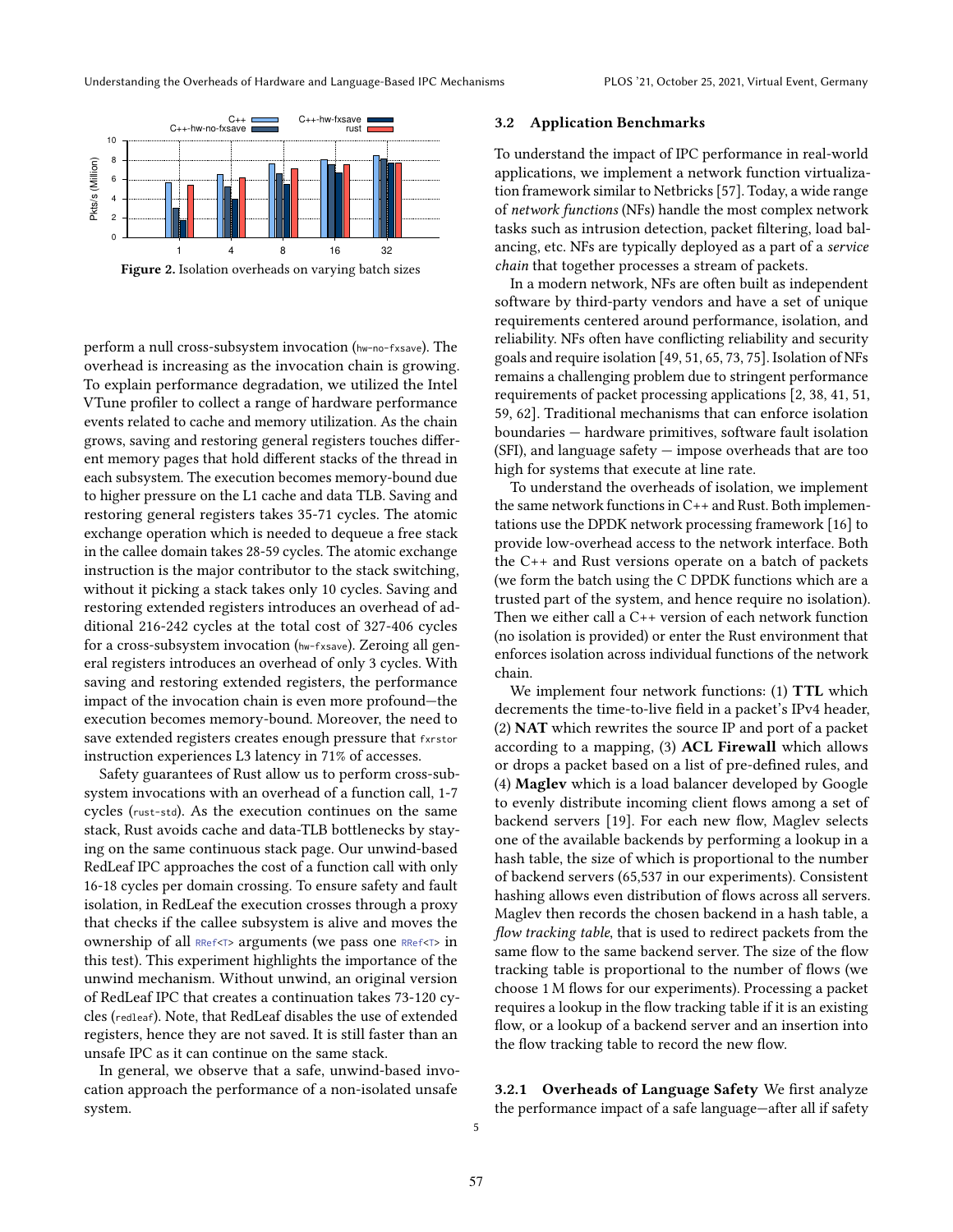Figure 2. Isolation overheads on varying batch sizes

perform a null cross-subsystem invocation (hw-no-fxsave). The overhead is increasing as the invocation chain is growing. To explain performance degradation, we utilized the Intel VTune profiler to collect a range of hardware performance events related to cache and memory utilization. As the chain grows, saving and restoring general registers touches different memory pages that hold different stacks of the thread in each subsystem. The execution becomes memory-bound due to higher pressure on the L1 cache and data TLB. Saving and restoring general registers takes 35-71 cycles. The atomic exchange operation which is needed to dequeue a free stack in the callee domain takes 28-59 cycles. The atomic exchange instruction is the major contributor to the stack switching, without it picking a stack takes only 10 cycles. Saving and restoring extended registers introduces an overhead of additional 216-242 cycles at the total cost of 327-406 cycles for a cross-subsystem invocation (hw-fxsave). Zeroing all general registers introduces an overhead of only 3 cycles. With saving and restoring extended registers, the performance impact of the invocation chain is even more profound—the execution becomes memory-bound. Moreover, the need to save extended registers creates enough pressure that fxrstor instruction experiences L3 latency in 71% of accesses.

Safety guarantees of Rust allow us to perform cross-subsystem invocations with an overhead of a function call, 1-7 cycles (rust-std). As the execution continues on the same stack, Rust avoids cache and data-TLB bottlenecks by staying on the same continuous stack page. Our unwind-based RedLeaf IPC approaches the cost of a function call with only 16-18 cycles per domain crossing. To ensure safety and fault isolation, in RedLeaf the execution crosses through a proxy that checks if the callee subsystem is alive and moves the ownership of all `RRef<T>` arguments (we pass one `RRef<T>` in this test). This experiment highlights the importance of the unwind mechanism. Without unwind, an original version of RedLeaf IPC that creates a continuation takes 73-120 cycles (redleaf). Note, that RedLeaf disables the use of extended registers, hence they are not saved. It is still faster than an unsafe IPC as it can continue on the same stack.

In general, we observe that a safe, unwind-based invocation approach the performance of a non-isolated unsafe system.

## 3.2 Application Benchmarks

To understand the impact of IPC performance in real-world applications, we implement a network function virtualization framework similar to Netbricks [57]. Today, a wide range of *network functions* (NFs) handle the most complex network tasks such as intrusion detection, packet filtering, load balancing, etc. NFs are typically deployed as a part of a *service chain* that together processes a stream of packets.

In a modern network, NFs are often built as independent software by third-party vendors and have a set of unique requirements centered around performance, isolation, and reliability. NFs often have conflicting reliability and security goals and require isolation [49, 51, 65, 73, 75]. Isolation of NFs remains a challenging problem due to stringent performance requirements of packet processing applications [2, 38, 41, 51, 59, 62]. Traditional mechanisms that can enforce isolation boundaries — hardware primitives, software fault isolation (SFI), and language safety — impose overheads that are too high for systems that execute at line rate.

To understand the overheads of isolation, we implement the same network functions in C++ and Rust. Both implementations use the DPDK network processing framework [16] to provide low-overhead access to the network interface. Both the C++ and Rust versions operate on a batch of packets (we form the batch using the C DPDK functions which are a trusted part of the system, and hence require no isolation). Then we either call a C++ version of each network function (no isolation is provided) or enter the Rust environment that enforces isolation across individual functions of the network chain.

We implement four network functions: (1) **TTL** which decrements the time-to-live field in a packet's IPv4 header, (2) **NAT** which rewrites the source IP and port of a packet according to a mapping, (3) **ACL Firewall** which allows or drops a packet based on a list of pre-defined rules, and (4) **Maglev** which is a load balancer developed by Google to evenly distribute incoming client flows among a set of backend servers [19]. For each new flow, Maglev selects one of the available backends by performing a lookup in a hash table, the size of which is proportional to the number of backend servers (65,537 in our experiments). Consistent hashing allows even distribution of flows across all servers. Maglev then records the chosen backend in a hash table, a *flow tracking table*, that is used to redirect packets from the same flow to the same backend server. The size of the flow tracking table is proportional to the number of flows (we choose 1 M flows for our experiments). Processing a packet requires a lookup in the flow tracking table if it is an existing flow, or a lookup of a backend server and an insertion into the flow tracking table to record the new flow.

### 3.2.1 Overheads of Language Safety

We first analyze the performance impact of a safe language—after all if safety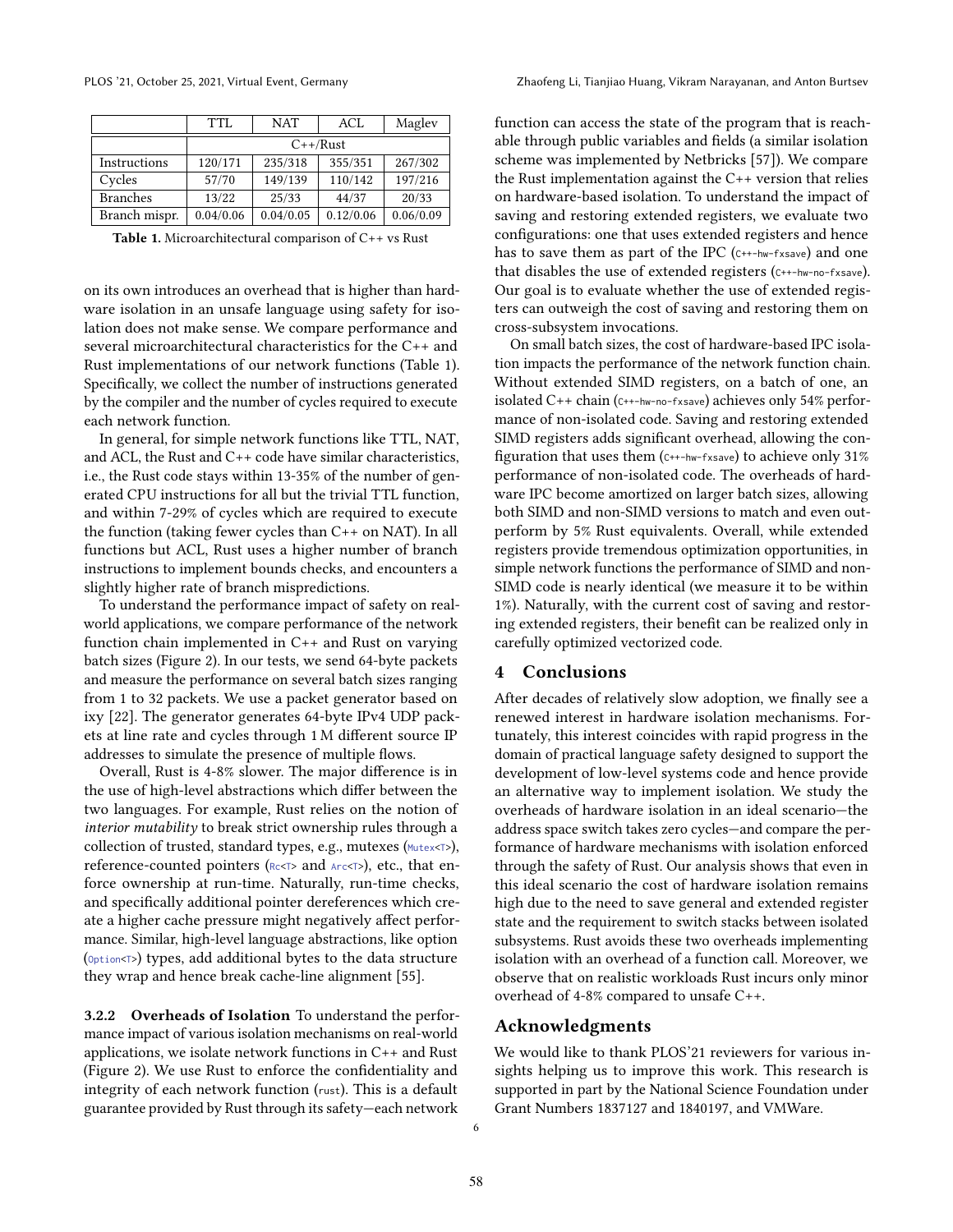|  | TTL | NAT | ACL | Maglev |
|---|---|---|---|---|
|  | C++/Rust | | | |
| Instructions | 120/171 | 235/318 | 355/351 | 267/302 |
| Cycles | 57/70 | 149/139 | 110/142 | 197/216 |
| Branches | 13/22 | 25/33 | 44/37 | 20/33 |
| Branch mispr. | 0.04/0.06 | 0.04/0.05 | 0.12/0.06 | 0.06/0.09 |

**Table 1.** Microarchitectural comparison of C++ vs Rust

on its own introduces an overhead that is higher than hardware isolation in an unsafe language using safety for isolation does not make sense. We compare performance and several microarchitectural characteristics for the C++ and Rust implementations of our network functions (Table 1). Specifically, we collect the number of instructions generated by the compiler and the number of cycles required to execute each network function.

In general, for simple network functions like TTL, NAT, and ACL, the Rust and C++ code have similar characteristics, i.e., the Rust code stays within 13-35% of the number of generated CPU instructions for all but the trivial TTL function, and within 7-29% of cycles which are required to execute the function (taking fewer cycles than C++ on NAT). In all functions but ACL, Rust uses a higher number of branch instructions to implement bounds checks, and encounters a slightly higher rate of branch mispredictions.

To understand the performance impact of safety on real-world applications, we compare performance of the network function chain implemented in C++ and Rust on varying batch sizes (Figure 2). In our tests, we send 64-byte packets and measure the performance on several batch sizes ranging from 1 to 32 packets. We use a packet generator based on ixy [22]. The generator generates 64-byte IPv4 UDP packets at line rate and cycles through 1 M different source IP addresses to simulate the presence of multiple flows.

Overall, Rust is 4-8% slower. The major difference is in the use of high-level abstractions which differ between the two languages. For example, Rust relies on the notion of *interior mutability* to break strict ownership rules through a collection of trusted, standard types, e.g., mutexes (`Mutex<T>`), reference-counted pointers (`Rc<T>` and `Arc<T>`), etc., that enforce ownership at run-time. Naturally, run-time checks, and specifically additional pointer dereferences which create a higher cache pressure might negatively affect performance. Similar, high-level language abstractions, like option (`Option<T>`) types, add additional bytes to the data structure they wrap and hence break cache-line alignment [55].

**3.2.2 Overheads of Isolation** To understand the performance impact of various isolation mechanisms on real-world applications, we isolate network functions in C++ and Rust (Figure 2). We use Rust to enforce the confidentiality and integrity of each network function (`rust`). This is a default guarantee provided by Rust through its safety—each network function can access the state of the program that is reachable through public variables and fields (a similar isolation scheme was implemented by Netbricks [57]). We compare the Rust implementation against the C++ version that relies on hardware-based isolation. To understand the impact of saving and restoring extended registers, we evaluate two configurations: one that uses extended registers and hence has to save them as part of the IPC (`C++-hw-fxsave`) and one that disables the use of extended registers (`C++-hw-no-fxsave`). Our goal is to evaluate whether the use of extended registers can outweigh the cost of saving and restoring them on cross-subsystem invocations.

On small batch sizes, the cost of hardware-based IPC isolation impacts the performance of the network function chain. Without extended SIMD registers, on a batch of one, an isolated C++ chain (`C++-hw-no-fxsave`) achieves only 54% performance of non-isolated code. Saving and restoring extended SIMD registers adds significant overhead, allowing the configuration that uses them (`C++-hw-fxsave`) to achieve only 31% performance of non-isolated code. The overheads of hardware IPC become amortized on larger batch sizes, allowing both SIMD and non-SIMD versions to match and even outperform by 5% Rust equivalents. Overall, while extended registers provide tremendous optimization opportunities, in simple network functions the performance of SIMD and non-SIMD code is nearly identical (we measure it to be within 1%). Naturally, with the current cost of saving and restoring extended registers, their benefit can be realized only in carefully optimized vectorized code.

## 4 Conclusions

After decades of relatively slow adoption, we finally see a renewed interest in hardware isolation mechanisms. Fortunately, this interest coincides with rapid progress in the domain of practical language safety designed to support the development of low-level systems code and hence provide an alternative way to implement isolation. We study the overheads of hardware isolation in an ideal scenario—the address space switch takes zero cycles—and compare the performance of hardware mechanisms with isolation enforced through the safety of Rust. Our analysis shows that even in this ideal scenario the cost of hardware isolation remains high due to the need to save general and extended register state and the requirement to switch stacks between isolated subsystems. Rust avoids these two overheads implementing isolation with an overhead of a function call. Moreover, we observe that on realistic workloads Rust incurs only minor overhead of 4-8% compared to unsafe C++.

## Acknowledgments

We would like to thank PLOS'21 reviewers for various insights helping us to improve this work. This research is supported in part by the National Science Foundation under Grant Numbers 1837127 and 1840197, and VMWare.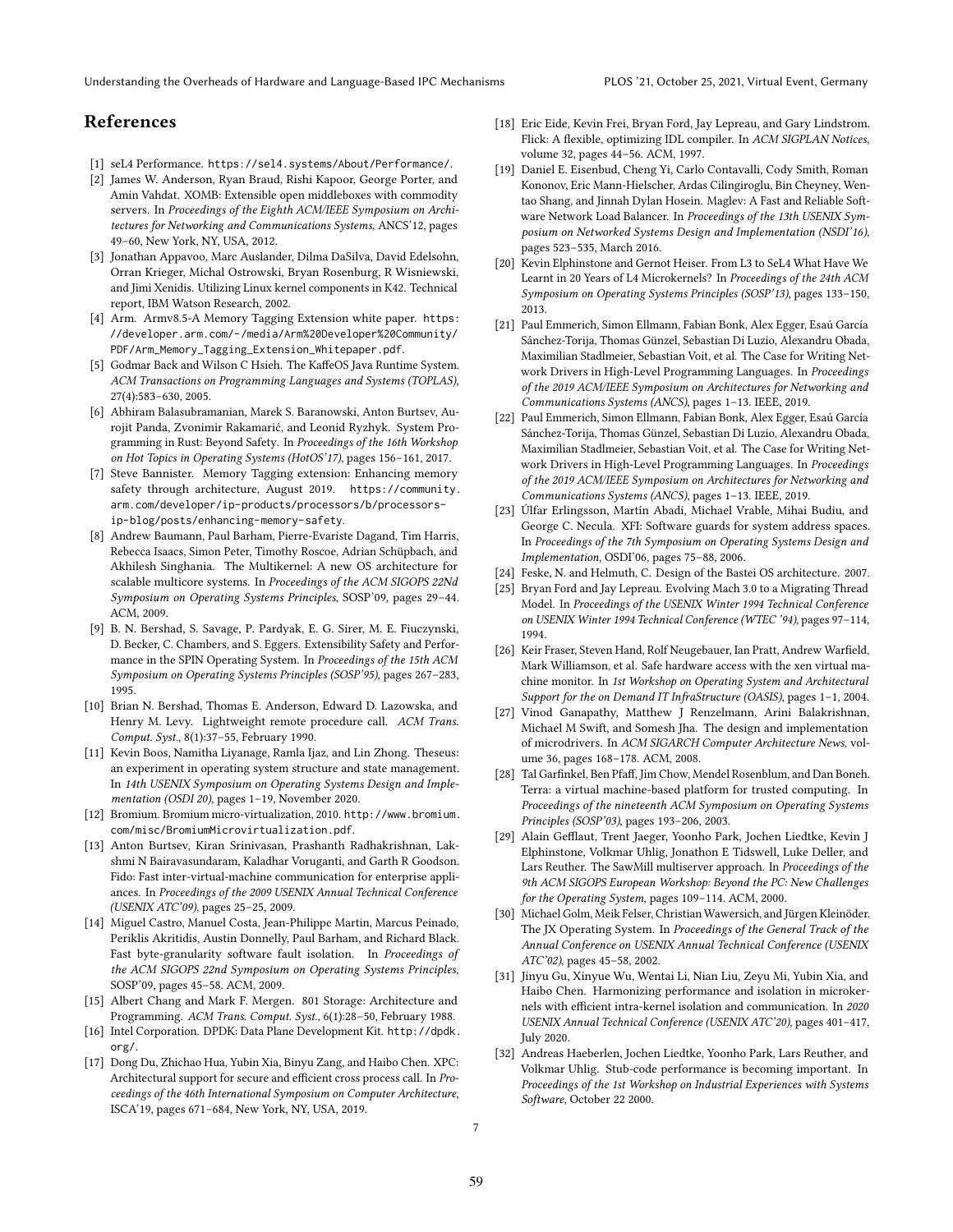## References

[1] seL4 Performance. https://sel4.systems/About/Performance/.

[2] James W. Anderson, Ryan Braud, Rishi Kapoor, George Porter, and Amin Vahdat. XOMB: Extensible open middleboxes with commodity servers. In *Proceedings of the Eighth ACM/IEEE Symposium on Architectures for Networking and Communications Systems*, ANCS'12, pages 49–60, New York, NY, USA, 2012.

[3] Jonathan Appavoo, Marc Auslander, Dilma DaSilva, David Edelsohn, Orran Krieger, Michal Ostrowski, Bryan Rosenburg, R Wisniewski, and Jimi Xenidis. Utilizing Linux kernel components in K42. Technical report, IBM Watson Research, 2002.

[4] Arm. Armv8.5-A Memory Tagging Extension white paper. https://developer.arm.com/-/media/Arm%20Developer%20Community/PDF/Arm_Memory_Tagging_Extension_Whitepaper.pdf.

[5] Godmar Back and Wilson C Hsieh. The KaffeOS Java Runtime System. *ACM Transactions on Programming Languages and Systems (TOPLAS)*, 27(4):583–630, 2005.

[6] Abhiram Balasubramanian, Marek S. Baranowski, Anton Burtsev, Aurojit Panda, Zvonimir Rakamarić, and Leonid Ryzhyk. System Programming in Rust: Beyond Safety. In *Proceedings of the 16th Workshop on Hot Topics in Operating Systems (HotOS'17)*, pages 156–161, 2017.

[7] Steve Bannister. Memory Tagging extension: Enhancing memory safety through architecture, August 2019. https://community.arm.com/developer/ip-products/processors/b/processors-ip-blog/posts/enhancing-memory-safety.

[8] Andrew Baumann, Paul Barham, Pierre-Evariste Dagand, Tim Harris, Rebecca Isaacs, Simon Peter, Timothy Roscoe, Adrian Schüpbach, and Akhilesh Singhania. The Multikernel: A new OS architecture for scalable multicore systems. In *Proceedings of the ACM SIGOPS 22Nd Symposium on Operating Systems Principles*, SOSP'09, pages 29–44. ACM, 2009.

[9] B. N. Bershad, S. Savage, P. Pardyak, E. G. Sirer, M. E. Fiuczynski, D. Becker, C. Chambers, and S. Eggers. Extensibility Safety and Performance in the SPIN Operating System. In *Proceedings of the 15th ACM Symposium on Operating Systems Principles (SOSP'95)*, pages 267–283, 1995.

[10] Brian N. Bershad, Thomas E. Anderson, Edward D. Lazowska, and Henry M. Levy. Lightweight remote procedure call. *ACM Trans. Comput. Syst.*, 8(1):37–55, February 1990.

[11] Kevin Boos, Namitha Liyanage, Ramla Ijaz, and Lin Zhong. Theseus: an experiment in operating system structure and state management. In *14th USENIX Symposium on Operating Systems Design and Implementation (OSDI 20)*, pages 1–19, November 2020.

[12] Bromium. Bromium micro-virtualization, 2010. http://www.bromium.com/misc/BromiumMicrovirtualization.pdf.

[13] Anton Burtsev, Kiran Srinivasan, Prashanth Radhakrishnan, Lakshmi N Bairavasundaram, Kaladhar Voruganti, and Garth R Goodson. Fido: Fast inter-virtual-machine communication for enterprise appliances. In *Proceedings of the 2009 USENIX Annual Technical Conference (USENIX ATC'09)*, pages 25–25, 2009.

[14] Miguel Castro, Manuel Costa, Jean-Philippe Martin, Marcus Peinado, Periklis Akritidis, Austin Donnelly, Paul Barham, and Richard Black. Fast byte-granularity software fault isolation. In *Proceedings of the ACM SIGOPS 22nd Symposium on Operating Systems Principles*, SOSP'09, pages 45–58. ACM, 2009.

[15] Albert Chang and Mark F. Mergen. 801 Storage: Architecture and Programming. *ACM Trans. Comput. Syst.*, 6(1):28–50, February 1988.

[16] Intel Corporation. DPDK: Data Plane Development Kit. http://dpdk.org/.

[17] Dong Du, Zhichao Hua, Yubin Xia, Binyu Zang, and Haibo Chen. XPC: Architectural support for secure and efficient cross process call. In *Proceedings of the 46th International Symposium on Computer Architecture*, ISCA'19, pages 671–684, New York, NY, USA, 2019.

[18] Eric Eide, Kevin Frei, Bryan Ford, Jay Lepreau, and Gary Lindstrom. Flick: A flexible, optimizing IDL compiler. In *ACM SIGPLAN Notices*, volume 32, pages 44–56. ACM, 1997.

[19] Daniel E. Eisenbud, Cheng Yi, Carlo Contavalli, Cody Smith, Roman Kononov, Eric Mann-Hielscher, Ardas Cilingiroglu, Bin Cheyney, Wentao Shang, and Jinnah Dylan Hosein. Maglev: A Fast and Reliable Software Network Load Balancer. In *Proceedings of the 13th USENIX Symposium on Networked Systems Design and Implementation (NSDI'16)*, pages 523–535, March 2016.

[20] Kevin Elphinstone and Gernot Heiser. From L3 to SeL4 What Have We Learnt in 20 Years of L4 Microkernels? In *Proceedings of the 24th ACM Symposium on Operating Systems Principles (SOSP'13)*, pages 133–150, 2013.

[21] Paul Emmerich, Simon Ellmann, Fabian Bonk, Alex Egger, Esaú García Sánchez-Torija, Thomas Günzel, Sebastian Di Luzio, Alexandru Obada, Maximilian Stadlmeier, Sebastian Voit, et al. The Case for Writing Network Drivers in High-Level Programming Languages. In *Proceedings of the 2019 ACM/IEEE Symposium on Architectures for Networking and Communications Systems (ANCS)*, pages 1–13. IEEE, 2019.

[22] Paul Emmerich, Simon Ellmann, Fabian Bonk, Alex Egger, Esaú García Sánchez-Torija, Thomas Günzel, Sebastian Di Luzio, Alexandru Obada, Maximilian Stadlmeier, Sebastian Voit, et al. The Case for Writing Network Drivers in High-Level Programming Languages. In *Proceedings of the 2019 ACM/IEEE Symposium on Architectures for Networking and Communications Systems (ANCS)*, pages 1–13. IEEE, 2019.

[23] Úlfar Erlingsson, Martín Abadi, Michael Vrable, Mihai Budiu, and George C. Necula. XFI: Software guards for system address spaces. In *Proceedings of the 7th Symposium on Operating Systems Design and Implementation*, OSDI'06, pages 75–88, 2006.

[24] Feske, N. and Helmuth, C. Design of the Bastei OS architecture. 2007.

[25] Bryan Ford and Jay Lepreau. Evolving Mach 3.0 to a Migrating Thread Model. In *Proceedings of the USENIX Winter 1994 Technical Conference on USENIX Winter 1994 Technical Conference (WTEC '94)*, pages 97–114, 1994.

[26] Keir Fraser, Steven Hand, Rolf Neugebauer, Ian Pratt, Andrew Warfield, Mark Williamson, et al. Safe hardware access with the xen virtual machine monitor. In *1st Workshop on Operating System and Architectural Support for the on Demand IT InfraStructure (OASIS)*, pages 1–1, 2004.

[27] Vinod Ganapathy, Matthew J Renzelmann, Arini Balakrishnan, Michael M Swift, and Somesh Jha. The design and implementation of microdrivers. In *ACM SIGARCH Computer Architecture News*, volume 36, pages 168–178. ACM, 2008.

[28] Tal Garfinkel, Ben Pfaff, Jim Chow, Mendel Rosenblum, and Dan Boneh. Terra: a virtual machine-based platform for trusted computing. In *Proceedings of the nineteenth ACM Symposium on Operating Systems Principles (SOSP'03)*, pages 193–206, 2003.

[29] Alain Gefflaut, Trent Jaeger, Yoonho Park, Jochen Liedtke, Kevin J Elphinstone, Volkmar Uhlig, Jonathon E Tidswell, Luke Deller, and Lars Reuther. The SawMill multiserver approach. In *Proceedings of the 9th ACM SIGOPS European Workshop: Beyond the PC: New Challenges for the Operating System*, pages 109–114. ACM, 2000.

[30] Michael Golm, Meik Felser, Christian Wawersich, and Jürgen Kleinöder. The JX Operating System. In *Proceedings of the General Track of the Annual Conference on USENIX Annual Technical Conference (USENIX ATC'02)*, pages 45–58, 2002.

[31] Jinyu Gu, Xinyue Wu, Wentai Li, Nian Liu, Zeyu Mi, Yubin Xia, and Haibo Chen. Harmonizing performance and isolation in microkernels with efficient intra-kernel isolation and communication. In *2020 USENIX Annual Technical Conference (USENIX ATC'20)*, pages 401–417, July 2020.

[32] Andreas Haeberlen, Jochen Liedtke, Yoonho Park, Lars Reuther, and Volkmar Uhlig. Stub-code performance is becoming important. In *Proceedings of the 1st Workshop on Industrial Experiences with Systems Software*, October 22 2000.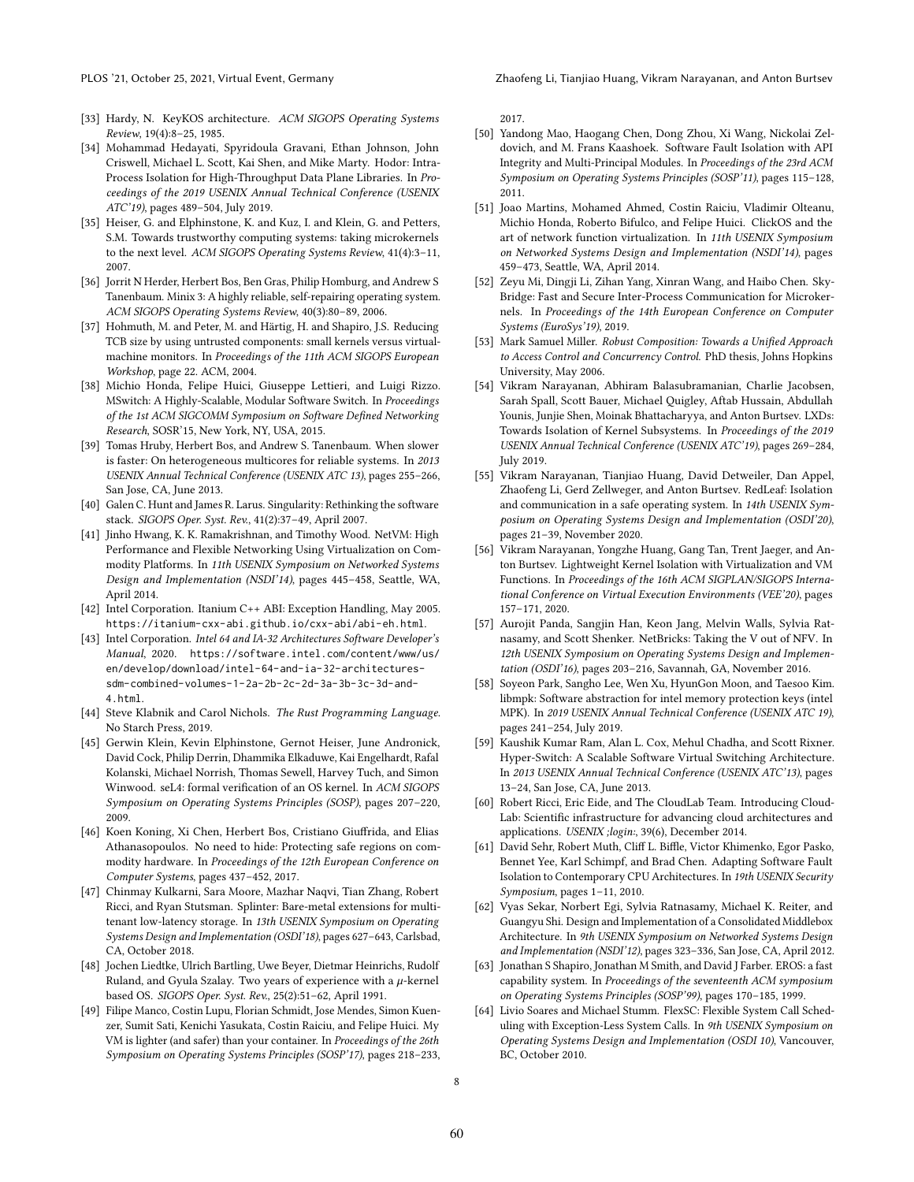[33] Hardy, N. KeyKOS architecture. *ACM SIGOPS Operating Systems Review*, 19(4):8–25, 1985.

[34] Mohammad Hedayati, Spyridoula Gravani, Ethan Johnson, John Criswell, Michael L. Scott, Kai Shen, and Mike Marty. Hodor: Intra-Process Isolation for High-Throughput Data Plane Libraries. In *Proceedings of the 2019 USENIX Annual Technical Conference (USENIX ATC'19)*, pages 489–504, July 2019.

[35] Heiser, G. and Elphinstone, K. and Kuz, I. and Klein, G. and Petters, S.M. Towards trustworthy computing systems: taking microkernels to the next level. *ACM SIGOPS Operating Systems Review*, 41(4):3–11, 2007.

[36] Jorrit N Herder, Herbert Bos, Ben Gras, Philip Homburg, and Andrew S Tanenbaum. Minix 3: A highly reliable, self-repairing operating system. *ACM SIGOPS Operating Systems Review*, 40(3):80–89, 2006.

[37] Hohmuth, M. and Peter, M. and Härtig, H. and Shapiro, J.S. Reducing TCB size by using untrusted components: small kernels versus virtual-machine monitors. In *Proceedings of the 11th ACM SIGOPS European Workshop*, page 22. ACM, 2004.

[38] Michio Honda, Felipe Huici, Giuseppe Lettieri, and Luigi Rizzo. MSwitch: A Highly-Scalable, Modular Software Switch. In *Proceedings of the 1st ACM SIGCOMM Symposium on Software Defined Networking Research*, SOSR'15, New York, NY, USA, 2015.

[39] Tomas Hruby, Herbert Bos, and Andrew S. Tanenbaum. When slower is faster: On heterogeneous multicores for reliable systems. In *2013 USENIX Annual Technical Conference (USENIX ATC 13)*, pages 255–266, San Jose, CA, June 2013.

[40] Galen C. Hunt and James R. Larus. Singularity: Rethinking the software stack. *SIGOPS Oper. Syst. Rev.*, 41(2):37–49, April 2007.

[41] Jinho Hwang, K. K. Ramakrishnan, and Timothy Wood. NetVM: High Performance and Flexible Networking Using Virtualization on Commodity Platforms. In *11th USENIX Symposium on Networked Systems Design and Implementation (NSDI'14)*, pages 445–458, Seattle, WA, April 2014.

[42] Intel Corporation. Itanium C++ ABI: Exception Handling, May 2005. https://itanium-cxx-abi.github.io/cxx-abi/abi-eh.html.

[43] Intel Corporation. *Intel 64 and IA-32 Architectures Software Developer's Manual*, 2020. https://software.intel.com/content/www/us/en/develop/download/intel-64-and-ia-32-architectures-sdm-combined-volumes-1-2a-2b-2c-2d-3a-3b-3c-3d-and-4.html.

[44] Steve Klabnik and Carol Nichols. *The Rust Programming Language*. No Starch Press, 2019.

[45] Gerwin Klein, Kevin Elphinstone, Gernot Heiser, June Andronick, David Cock, Philip Derrin, Dhammika Elkaduwe, Kai Engelhardt, Rafal Kolanski, Michael Norrish, Thomas Sewell, Harvey Tuch, and Simon Winwood. seL4: formal verification of an OS kernel. In *ACM SIGOPS Symposium on Operating Systems Principles (SOSP)*, pages 207–220, 2009.

[46] Koen Koning, Xi Chen, Herbert Bos, Cristiano Giuffrida, and Elias Athanasopoulos. No need to hide: Protecting safe regions on commodity hardware. In *Proceedings of the 12th European Conference on Computer Systems*, pages 437–452, 2017.

[47] Chinmay Kulkarni, Sara Moore, Mazhar Naqvi, Tian Zhang, Robert Ricci, and Ryan Stutsman. Splinter: Bare-metal extensions for multi-tenant low-latency storage. In *13th USENIX Symposium on Operating Systems Design and Implementation (OSDI'18)*, pages 627–643, Carlsbad, CA, October 2018.

[48] Jochen Liedtke, Ulrich Bartling, Uwe Beyer, Dietmar Heinrichs, Rudolf Ruland, and Gyula Szalay. Two years of experience with a $\mu$-kernel based OS. *SIGOPS Oper. Syst. Rev.*, 25(2):51–62, April 1991.

[49] Filipe Manco, Costin Lupu, Florian Schmidt, Jose Mendes, Simon Kuenzer, Sumit Sati, Kenichi Yasukata, Costin Raiciu, and Felipe Huici. My VM is lighter (and safer) than your container. In *Proceedings of the 26th Symposium on Operating Systems Principles (SOSP'17)*, pages 218–233, 2017.

[50] Yandong Mao, Haogang Chen, Dong Zhou, Xi Wang, Nickolai Zeldovich, and M. Frans Kaashoek. Software Fault Isolation with API Integrity and Multi-Principal Modules. In *Proceedings of the 23rd ACM Symposium on Operating Systems Principles (SOSP'11)*, pages 115–128, 2011.

[51] Joao Martins, Mohamed Ahmed, Costin Raiciu, Vladimir Olteanu, Michio Honda, Roberto Bifulco, and Felipe Huici. ClickOS and the art of network function virtualization. In *11th USENIX Symposium on Networked Systems Design and Implementation (NSDI'14)*, pages 459–473, Seattle, WA, April 2014.

[52] Zeyu Mi, Dingji Li, Zihan Yang, Xinran Wang, and Haibo Chen. SkyBridge: Fast and Secure Inter-Process Communication for Microkernels. In *Proceedings of the 14th European Conference on Computer Systems (EuroSys'19)*, 2019.

[53] Mark Samuel Miller. *Robust Composition: Towards a Unified Approach to Access Control and Concurrency Control*. PhD thesis, Johns Hopkins University, May 2006.

[54] Vikram Narayanan, Abhiram Balasubramanian, Charlie Jacobsen, Sarah Spall, Scott Bauer, Michael Quigley, Aftab Hussain, Abdullah Younis, Junjie Shen, Moinak Bhattacharyya, and Anton Burtsev. LXDs: Towards Isolation of Kernel Subsystems. In *Proceedings of the 2019 USENIX Annual Technical Conference (USENIX ATC'19)*, pages 269–284, July 2019.

[55] Vikram Narayanan, Tianjiao Huang, David Detweiler, Dan Appel, Zhaofeng Li, Gerd Zellweger, and Anton Burtsev. RedLeaf: Isolation and communication in a safe operating system. In *14th USENIX Symposium on Operating Systems Design and Implementation (OSDI'20)*, pages 21–39, November 2020.

[56] Vikram Narayanan, Yongzhe Huang, Gang Tan, Trent Jaeger, and Anton Burtsev. Lightweight Kernel Isolation with Virtualization and VM Functions. In *Proceedings of the 16th ACM SIGPLAN/SIGOPS International Conference on Virtual Execution Environments (VEE'20)*, pages 157–171, 2020.

[57] Aurojit Panda, Sangjin Han, Keon Jang, Melvin Walls, Sylvia Ratnasamy, and Scott Shenker. NetBricks: Taking the V out of NFV. In *12th USENIX Symposium on Operating Systems Design and Implementation (OSDI'16)*, pages 203–216, Savannah, GA, November 2016.

[58] Soyeon Park, Sangho Lee, Wen Xu, HyunGon Moon, and Taesoo Kim. libmpk: Software abstraction for intel memory protection keys (intel MPK). In *2019 USENIX Annual Technical Conference (USENIX ATC 19)*, pages 241–254, July 2019.

[59] Kaushik Kumar Ram, Alan L. Cox, Mehul Chadha, and Scott Rixner. Hyper-Switch: A Scalable Software Virtual Switching Architecture. In *2013 USENIX Annual Technical Conference (USENIX ATC'13)*, pages 13–24, San Jose, CA, June 2013.

[60] Robert Ricci, Eric Eide, and The CloudLab Team. Introducing CloudLab: Scientific infrastructure for advancing cloud architectures and applications. *USENIX ;login:*, 39(6), December 2014.

[61] David Sehr, Robert Muth, Cliff L. Biffle, Victor Khimenko, Egor Pasko, Bennet Yee, Karl Schimpf, and Brad Chen. Adapting Software Fault Isolation to Contemporary CPU Architectures. In *19th USENIX Security Symposium*, pages 1–11, 2010.

[62] Vyas Sekar, Norbert Egi, Sylvia Ratnasamy, Michael K. Reiter, and Guangyu Shi. Design and Implementation of a Consolidated Middlebox Architecture. In *9th USENIX Symposium on Networked Systems Design and Implementation (NSDI'12)*, pages 323–336, San Jose, CA, April 2012.

[63] Jonathan S Shapiro, Jonathan M Smith, and David J Farber. EROS: a fast capability system. In *Proceedings of the seventeenth ACM symposium on Operating Systems Principles (SOSP'99)*, pages 170–185, 1999.

[64] Livio Soares and Michael Stumm. FlexSC: Flexible System Call Scheduling with Exception-Less System Calls. In *9th USENIX Symposium on Operating Systems Design and Implementation (OSDI 10)*, Vancouver, BC, October 2010.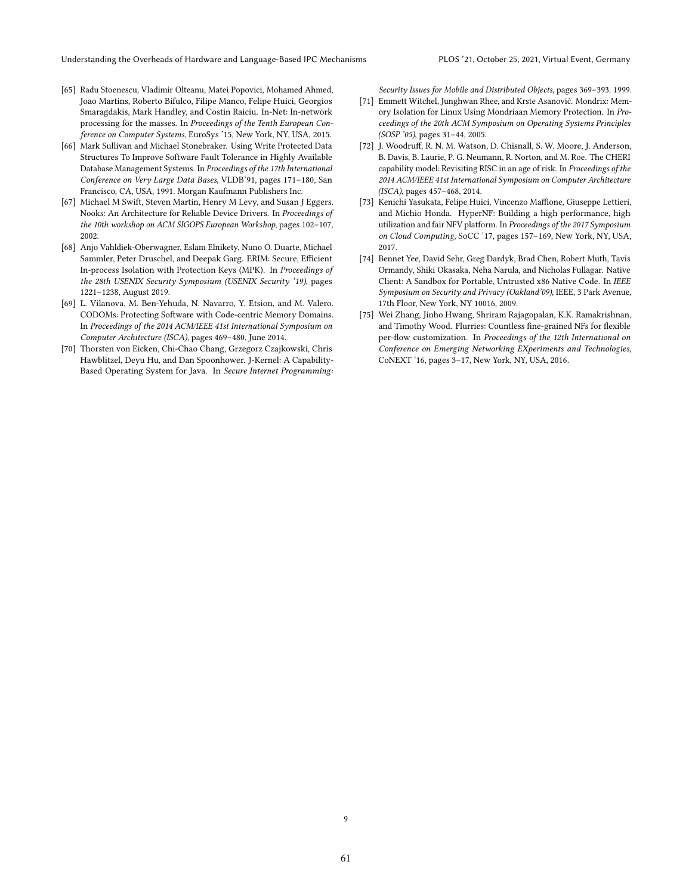[65] Radu Stoenescu, Vladimir Olteanu, Matei Popovici, Mohamed Ahmed, Joao Martins, Roberto Bifulco, Filipe Manco, Felipe Huici, Georgios Smaragdakis, Mark Handley, and Costin Raiciu. In-Net: In-network processing for the masses. In *Proceedings of the Tenth European Conference on Computer Systems*, EuroSys '15, New York, NY, USA, 2015.

[66] Mark Sullivan and Michael Stonebraker. Using Write Protected Data Structures To Improve Software Fault Tolerance in Highly Available Database Management Systems. In *Proceedings of the 17th International Conference on Very Large Data Bases*, VLDB'91, pages 171–180, San Francisco, CA, USA, 1991. Morgan Kaufmann Publishers Inc.

[67] Michael M Swift, Steven Martin, Henry M Levy, and Susan J Eggers. Nooks: An Architecture for Reliable Device Drivers. In *Proceedings of the 10th workshop on ACM SIGOPS European Workshop*, pages 102–107, 2002.

[68] Anjo Vahldiek-Oberwagner, Eslam Elnikety, Nuno O. Duarte, Michael Sammler, Peter Druschel, and Deepak Garg. ERIM: Secure, Efficient In-process Isolation with Protection Keys (MPK). In *Proceedings of the 28th USENIX Security Symposium (USENIX Security '19)*, pages 1221–1238, August 2019.

[69] L. Vilanova, M. Ben-Yehuda, N. Navarro, Y. Etsion, and M. Valero. CODOMs: Protecting Software with Code-centric Memory Domains. In *Proceedings of the 2014 ACM/IEEE 41st International Symposium on Computer Architecture (ISCA)*, pages 469–480, June 2014.

[70] Thorsten von Eicken, Chi-Chao Chang, Grzegorz Czajkowski, Chris Hawblitzel, Deyu Hu, and Dan Spoonhower. J-Kernel: A Capability-Based Operating System for Java. In *Secure Internet Programming: Security Issues for Mobile and Distributed Objects*, pages 369–393. 1999.

[71] Emmett Witchel, Junghwan Rhee, and Krste Asanović. Mondrix: Memory Isolation for Linux Using Mondriaan Memory Protection. In *Proceedings of the 20th ACM Symposium on Operating Systems Principles (SOSP '05)*, pages 31–44, 2005.

[72] J. Woodruff, R. N. M. Watson, D. Chisnall, S. W. Moore, J. Anderson, B. Davis, B. Laurie, P. G. Neumann, R. Norton, and M. Roe. The CHERI capability model: Revisiting RISC in an age of risk. In *Proceedings of the 2014 ACM/IEEE 41st International Symposium on Computer Architecture (ISCA)*, pages 457–468, 2014.

[73] Kenichi Yasukata, Felipe Huici, Vincenzo Maffione, Giuseppe Lettieri, and Michio Honda. HyperNF: Building a high performance, high utilization and fair NFV platform. In *Proceedings of the 2017 Symposium on Cloud Computing*, SoCC '17, pages 157–169, New York, NY, USA, 2017.

[74] Bennet Yee, David Sehr, Greg Dardyk, Brad Chen, Robert Muth, Tavis Ormandy, Shiki Okasaka, Neha Narula, and Nicholas Fullagar. Native Client: A Sandbox for Portable, Untrusted x86 Native Code. In *IEEE Symposium on Security and Privacy (Oakland'09)*, IEEE, 3 Park Avenue, 17th Floor, New York, NY 10016, 2009.

[75] Wei Zhang, Jinho Hwang, Shriram Rajagopalan, K.K. Ramakrishnan, and Timothy Wood. Flurries: Countless fine-grained NFs for flexible per-flow customization. In *Proceedings of the 12th International on Conference on Emerging Networking EXperiments and Technologies*, CoNEXT '16, pages 3–17, New York, NY, USA, 2016.